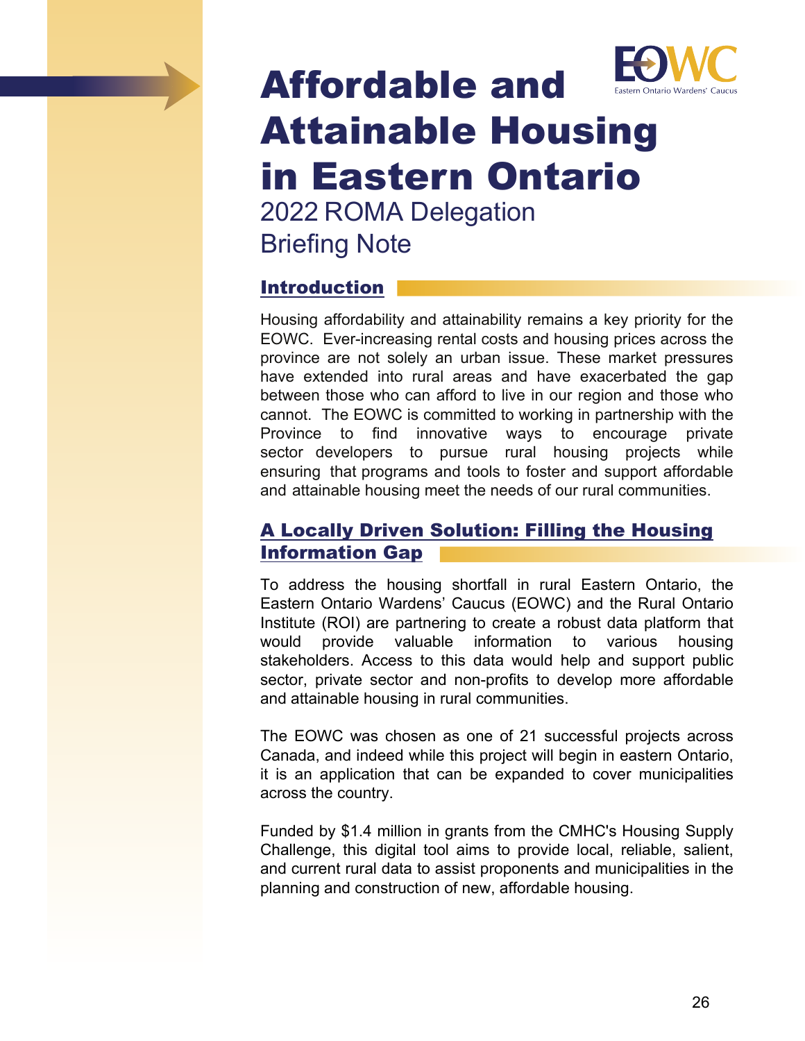# Affordable and Attainable Housing in Eastern Ontario

2022 ROMA Delegation

Briefing Note

## Introduction

Housing affordability and attainability remains a key priority for the EOWC. Ever-increasing rental costs and housing prices across the province are not solely an urban issue. These market pressures have extended into rural areas and have exacerbated the gap between those who can afford to live in our region and those who cannot. The EOWC is committed to working in partnership with the Province to find innovative ways to encourage private sector developers to pursue rural housing projects while ensuring that programs and tools to foster and support affordable and attainable housing meet the needs of our rural communities.

## A Locally Driven Solution: Filling the Housing Information Gap

To address the housing shortfall in rural Eastern Ontario, the Eastern Ontario Wardens' Caucus (EOWC) and the Rural Ontario Institute (ROI) are partnering to create a robust data platform that would provide valuable information to various housing stakeholders. Access to this data would help and support public sector, private sector and non-profits to develop more affordable and attainable housing in rural communities.

The EOWC was chosen as one of 21 successful projects across Canada, and indeed while this project will begin in eastern Ontario, it is an application that can be expanded to cover municipalities across the country.

Funded by $1.4 million in grants from the CMHC's Housing Supply Challenge, this digital tool aims to provide local, reliable, salient, and current rural data to assist proponents and municipalities in the planning and construction of new, affordable housing.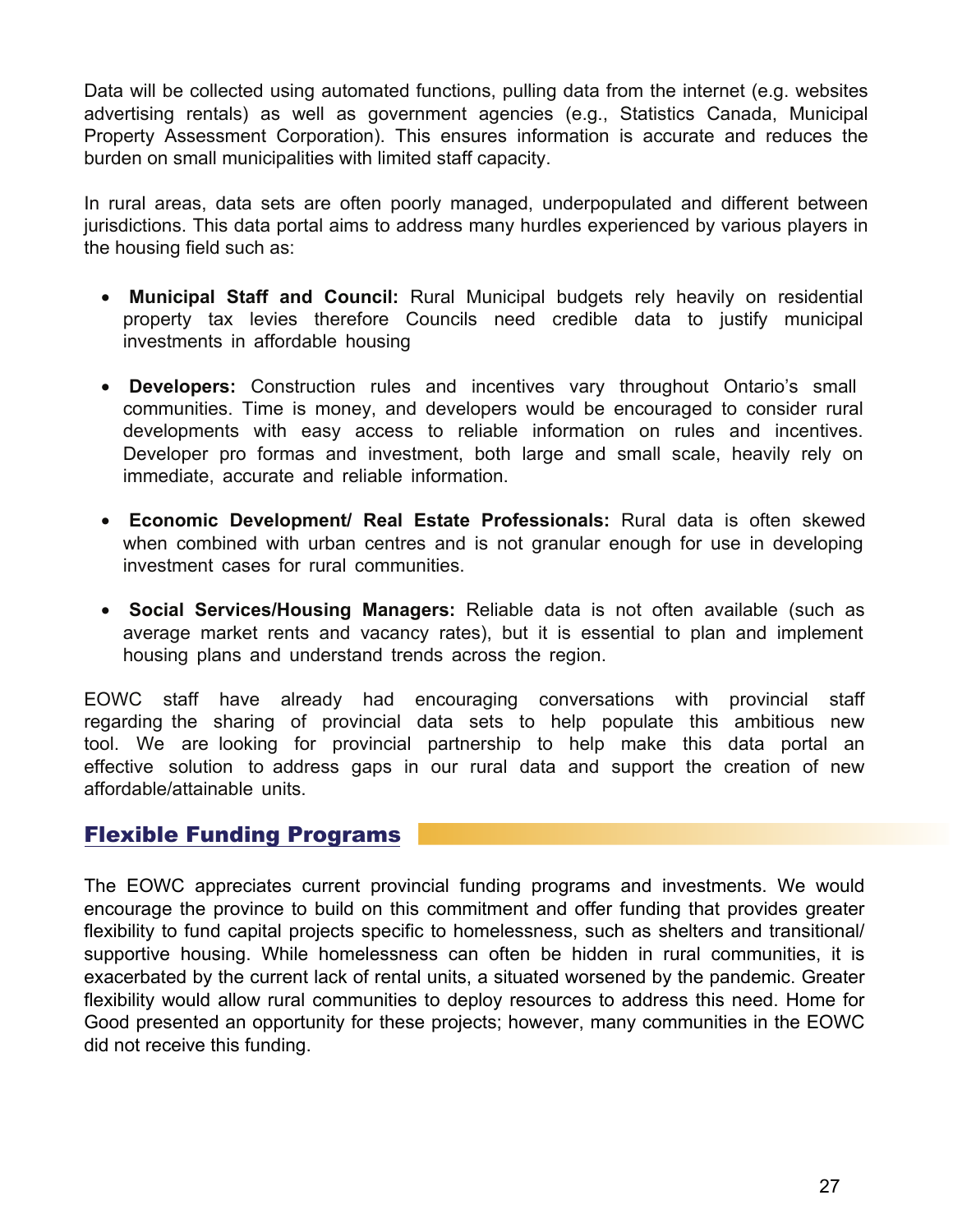Data will be collected using automated functions, pulling data from the internet (e.g. websites advertising rentals) as well as government agencies (e.g., Statistics Canada, Municipal Property Assessment Corporation). This ensures information is accurate and reduces the burden on small municipalities with limited staff capacity.

In rural areas, data sets are often poorly managed, underpopulated and different between jurisdictions. This data portal aims to address many hurdles experienced by various players in the housing field such as:

- **Municipal Staff and Council:** Rural Municipal budgets rely heavily on residential property tax levies therefore Councils need credible data to justify municipal investments in affordable housing
- **Developers:** Construction rules and incentives vary throughout Ontario's small communities. Time is money, and developers would be encouraged to consider rural developments with easy access to reliable information on rules and incentives. Developer pro formas and investment, both large and small scale, heavily rely on immediate, accurate and reliable information.
- **Economic Development/ Real Estate Professionals:** Rural data is often skewed when combined with urban centres and is not granular enough for use in developing investment cases for rural communities.
- **Social Services/Housing Managers:** Reliable data is not often available (such as average market rents and vacancy rates), but it is essential to plan and implement housing plans and understand trends across the region.

EOWC staff have already had encouraging conversations with provincial staff regarding the sharing of provincial data sets to help populate this ambitious new tool. We are looking for provincial partnership to help make this data portal an effective solution to address gaps in our rural data and support the creation of new affordable/attainable units.

## Flexible Funding Programs

The EOWC appreciates current provincial funding programs and investments. We would encourage the province to build on this commitment and offer funding that provides greater flexibility to fund capital projects specific to homelessness, such as shelters and transitional/ supportive housing. While homelessness can often be hidden in rural communities, it is exacerbated by the current lack of rental units, a situated worsened by the pandemic. Greater flexibility would allow rural communities to deploy resources to address this need. Home for Good presented an opportunity for these projects; however, many communities in the EOWC did not receive this funding.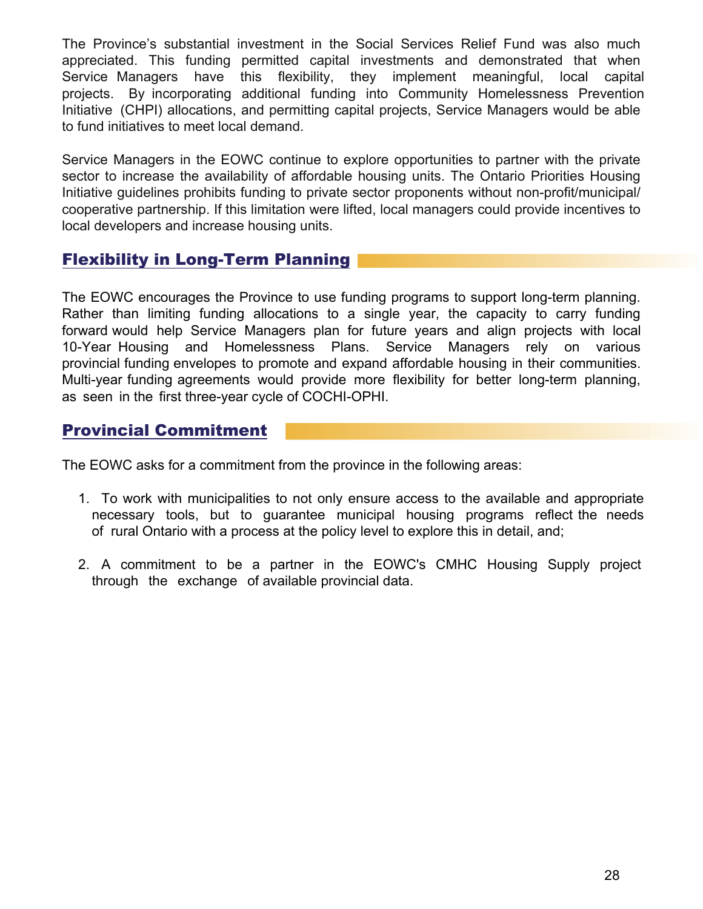The Province's substantial investment in the Social Services Relief Fund was also much appreciated. This funding permitted capital investments and demonstrated that when Service Managers have this flexibility, they implement meaningful, local capital projects. By incorporating additional funding into Community Homelessness Prevention Initiative (CHPI) allocations, and permitting capital projects, Service Managers would be able to fund initiatives to meet local demand.

Service Managers in the EOWC continue to explore opportunities to partner with the private sector to increase the availability of affordable housing units. The Ontario Priorities Housing Initiative guidelines prohibits funding to private sector proponents without non-profit/municipal/cooperative partnership. If this limitation were lifted, local managers could provide incentives to local developers and increase housing units.

## Flexibility in Long-Term Planning

The EOWC encourages the Province to use funding programs to support long-term planning. Rather than limiting funding allocations to a single year, the capacity to carry funding forward would help Service Managers plan for future years and align projects with local 10-Year Housing and Homelessness Plans. Service Managers rely on various provincial funding envelopes to promote and expand affordable housing in their communities. Multi-year funding agreements would provide more flexibility for better long-term planning, as seen in the first three-year cycle of COCHI-OPHI.

## Provincial Commitment

The EOWC asks for a commitment from the province in the following areas:

1. To work with municipalities to not only ensure access to the available and appropriate necessary tools, but to guarantee municipal housing programs reflect the needs of rural Ontario with a process at the policy level to explore this in detail, and;

2. A commitment to be a partner in the EOWC's CMHC Housing Supply project through the exchange of available provincial data.